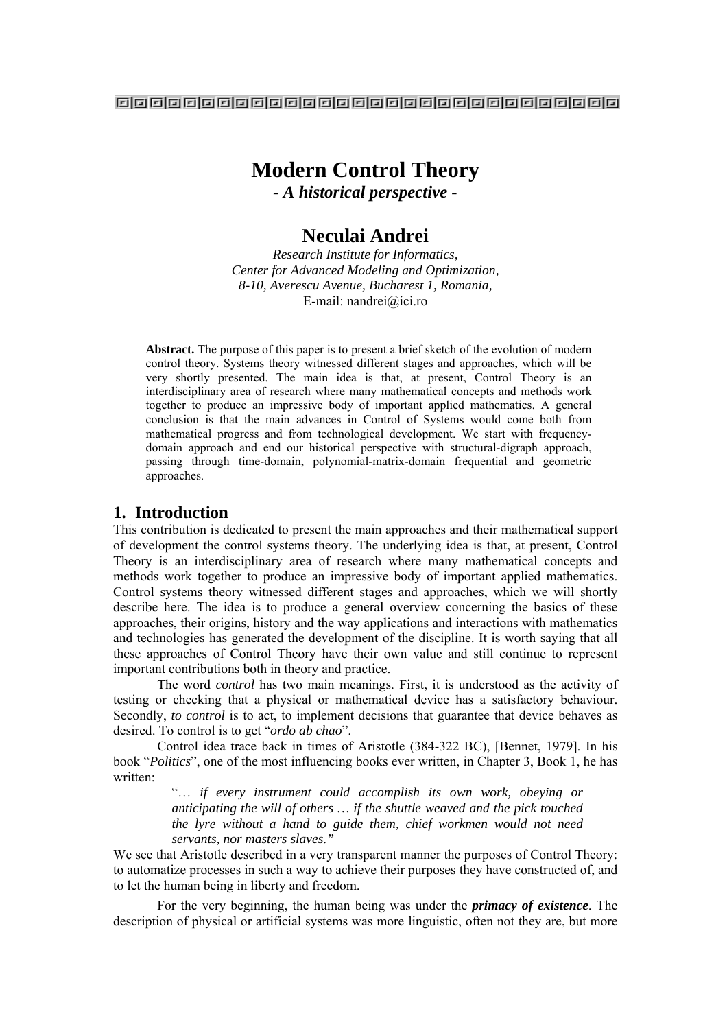# Modern Control Theory

***- A historical perspective -***

## Neculai Andrei

*Research Institute for Informatics,*
*Center for Advanced Modeling and Optimization,*
*8-10, Averescu Avenue, Bucharest 1, Romania,*
E-mail: nandrei@ici.ro

**Abstract.** The purpose of this paper is to present a brief sketch of the evolution of modern control theory. Systems theory witnessed different stages and approaches, which will be very shortly presented. The main idea is that, at present, Control Theory is an interdisciplinary area of research where many mathematical concepts and methods work together to produce an impressive body of important applied mathematics. A general conclusion is that the main advances in Control of Systems would come both from mathematical progress and from technological development. We start with frequency-domain approach and end our historical perspective with structural-digraph approach, passing through time-domain, polynomial-matrix-domain frequential and geometric approaches.

## 1. Introduction

This contribution is dedicated to present the main approaches and their mathematical support of development the control systems theory. The underlying idea is that, at present, Control Theory is an interdisciplinary area of research where many mathematical concepts and methods work together to produce an impressive body of important applied mathematics. Control systems theory witnessed different stages and approaches, which we will shortly describe here. The idea is to produce a general overview concerning the basics of these approaches, their origins, history and the way applications and interactions with mathematics and technologies has generated the development of the discipline. It is worth saying that all these approaches of Control Theory have their own value and still continue to represent important contributions both in theory and practice.

The word *control* has two main meanings. First, it is understood as the activity of testing or checking that a physical or mathematical device has a satisfactory behaviour. Secondly, *to control* is to act, to implement decisions that guarantee that device behaves as desired. To control is to get "*ordo ab chao*".

Control idea trace back in times of Aristotle (384-322 BC), [Bennet, 1979]. In his book "*Politics*", one of the most influencing books ever written, in Chapter 3, Book 1, he has written:

> "… *if every instrument could accomplish its own work, obeying or anticipating the will of others … if the shuttle weaved and the pick touched the lyre without a hand to guide them, chief workmen would not need servants, nor masters slaves."*

We see that Aristotle described in a very transparent manner the purposes of Control Theory: to automatize processes in such a way to achieve their purposes they have constructed of, and to let the human being in liberty and freedom.

For the very beginning, the human being was under the ***primacy of existence***. The description of physical or artificial systems was more linguistic, often not they are, but more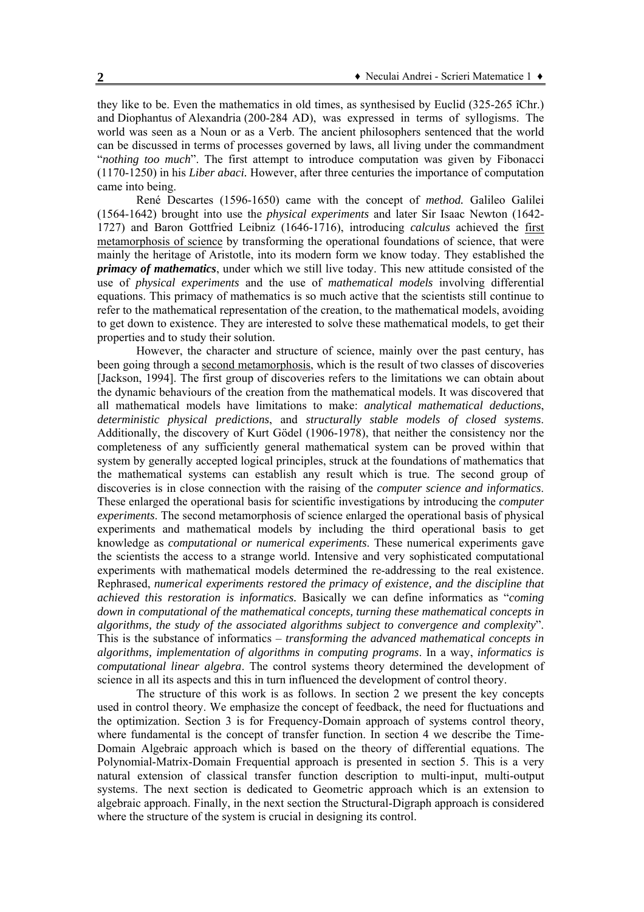they like to be. Even the mathematics in old times, as synthesised by Euclid (325-265 îChr.) and Diophantus of Alexandria (200-284 AD), was expressed in terms of syllogisms. The world was seen as a Noun or as a Verb. The ancient philosophers sentenced that the world can be discussed in terms of processes governed by laws, all living under the commandment "*nothing too much*". The first attempt to introduce computation was given by Fibonacci (1170-1250) in his *Liber abaci.* However, after three centuries the importance of computation came into being.

René Descartes (1596-1650) came with the concept of *method.* Galileo Galilei (1564-1642) brought into use the *physical experiments* and later Sir Isaac Newton (1642-1727) and Baron Gottfried Leibniz (1646-1716), introducing *calculus* achieved the first metamorphosis of science by transforming the operational foundations of science, that were mainly the heritage of Aristotle, into its modern form we know today. They established the ***primacy of mathematics***, under which we still live today. This new attitude consisted of the use of *physical experiments* and the use of *mathematical models* involving differential equations. This primacy of mathematics is so much active that the scientists still continue to refer to the mathematical representation of the creation, to the mathematical models, avoiding to get down to existence. They are interested to solve these mathematical models, to get their properties and to study their solution.

However, the character and structure of science, mainly over the past century, has been going through a second metamorphosis, which is the result of two classes of discoveries [Jackson, 1994]. The first group of discoveries refers to the limitations we can obtain about the dynamic behaviours of the creation from the mathematical models. It was discovered that all mathematical models have limitations to make: *analytical mathematical deductions*, *deterministic physical predictions*, and *structurally stable models of closed systems*. Additionally, the discovery of Kurt Gödel (1906-1978), that neither the consistency nor the completeness of any sufficiently general mathematical system can be proved within that system by generally accepted logical principles, struck at the foundations of mathematics that the mathematical systems can establish any result which is true. The second group of discoveries is in close connection with the raising of the *computer science and informatics*. These enlarged the operational basis for scientific investigations by introducing the *computer experiments*. The second metamorphosis of science enlarged the operational basis of physical experiments and mathematical models by including the third operational basis to get knowledge as *computational or numerical experiments*. These numerical experiments gave the scientists the access to a strange world. Intensive and very sophisticated computational experiments with mathematical models determined the re-addressing to the real existence. Rephrased, *numerical experiments restored the primacy of existence, and the discipline that achieved this restoration is informatics.* Basically we can define informatics as "*coming down in computational of the mathematical concepts, turning these mathematical concepts in algorithms, the study of the associated algorithms subject to convergence and complexity*". This is the substance of informatics – *transforming the advanced mathematical concepts in algorithms, implementation of algorithms in computing programs*. In a way, *informatics is computational linear algebra*. The control systems theory determined the development of science in all its aspects and this in turn influenced the development of control theory.

The structure of this work is as follows. In section 2 we present the key concepts used in control theory. We emphasize the concept of feedback, the need for fluctuations and the optimization. Section 3 is for Frequency-Domain approach of systems control theory, where fundamental is the concept of transfer function. In section 4 we describe the Time-Domain Algebraic approach which is based on the theory of differential equations. The Polynomial-Matrix-Domain Frequential approach is presented in section 5. This is a very natural extension of classical transfer function description to multi-input, multi-output systems. The next section is dedicated to Geometric approach which is an extension to algebraic approach. Finally, in the next section the Structural-Digraph approach is considered where the structure of the system is crucial in designing its control.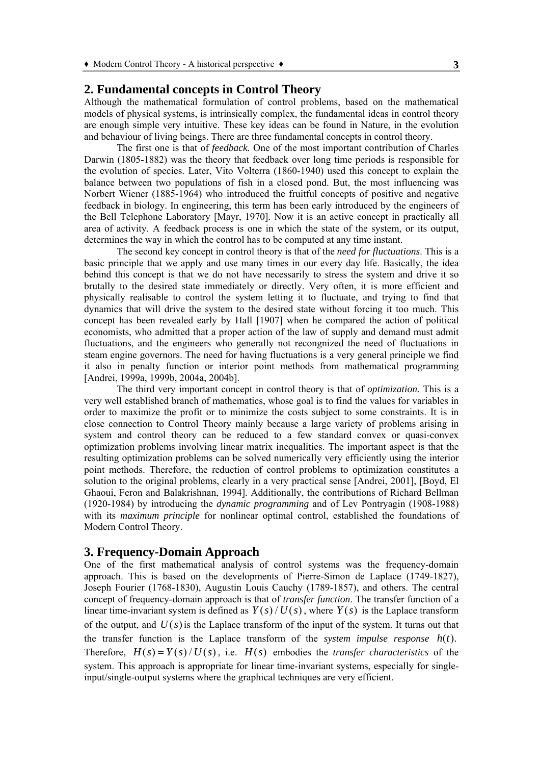## 2. Fundamental concepts in Control Theory

Although the mathematical formulation of control problems, based on the mathematical models of physical systems, is intrinsically complex, the fundamental ideas in control theory are enough simple very intuitive. These key ideas can be found in Nature, in the evolution and behaviour of living beings. There are three fundamental concepts in control theory.

The first one is that of *feedback.* One of the most important contribution of Charles Darwin (1805-1882) was the theory that feedback over long time periods is responsible for the evolution of species. Later, Vito Volterra (1860-1940) used this concept to explain the balance between two populations of fish in a closed pond. But, the most influencing was Norbert Wiener (1885-1964) who introduced the fruitful concepts of positive and negative feedback in biology. In engineering, this term has been early introduced by the engineers of the Bell Telephone Laboratory [Mayr, 1970]. Now it is an active concept in practically all area of activity. A feedback process is one in which the state of the system, or its output, determines the way in which the control has to be computed at any time instant.

The second key concept in control theory is that of the *need for fluctuations*. This is a basic principle that we apply and use many times in our every day life. Basically, the idea behind this concept is that we do not have necessarily to stress the system and drive it so brutally to the desired state immediately or directly. Very often, it is more efficient and physically realisable to control the system letting it to fluctuate, and trying to find that dynamics that will drive the system to the desired state without forcing it too much. This concept has been revealed early by Hall [1907] when he compared the action of political economists, who admitted that a proper action of the law of supply and demand must admit fluctuations, and the engineers who generally not recongnized the need of fluctuations in steam engine governors. The need for having fluctuations is a very general principle we find it also in penalty function or interior point methods from mathematical programming [Andrei, 1999a, 1999b, 2004a, 2004b].

The third very important concept in control theory is that of *optimization.* This is a very well established branch of mathematics, whose goal is to find the values for variables in order to maximize the profit or to minimize the costs subject to some constraints. It is in close connection to Control Theory mainly because a large variety of problems arising in system and control theory can be reduced to a few standard convex or quasi-convex optimization problems involving linear matrix inequalities. The important aspect is that the resulting optimization problems can be solved numerically very efficiently using the interior point methods. Therefore, the reduction of control problems to optimization constitutes a solution to the original problems, clearly in a very practical sense [Andrei, 2001], [Boyd, El Ghaoui, Feron and Balakrishnan, 1994]. Additionally, the contributions of Richard Bellman (1920-1984) by introducing the *dynamic programming* and of Lev Pontryagin (1908-1988) with its *maximum principle* for nonlinear optimal control, established the foundations of Modern Control Theory.

## 3. Frequency-Domain Approach

One of the first mathematical analysis of control systems was the frequency-domain approach. This is based on the developments of Pierre-Simon de Laplace (1749-1827), Joseph Fourier (1768-1830), Augustin Louis Cauchy (1789-1857), and others. The central concept of frequency-domain approach is that of *transfer function*. The transfer function of a linear time-invariant system is defined as $Y(s)/U(s)$, where $Y(s)$ is the Laplace transform of the output, and $U(s)$ is the Laplace transform of the input of the system. It turns out that the transfer function is the Laplace transform of the *system impulse response* $h(t)$. Therefore, $H(s) = Y(s)/U(s)$, i.e. $H(s)$ embodies the *transfer characteristics* of the system. This approach is appropriate for linear time-invariant systems, especially for single-input/single-output systems where the graphical techniques are very efficient.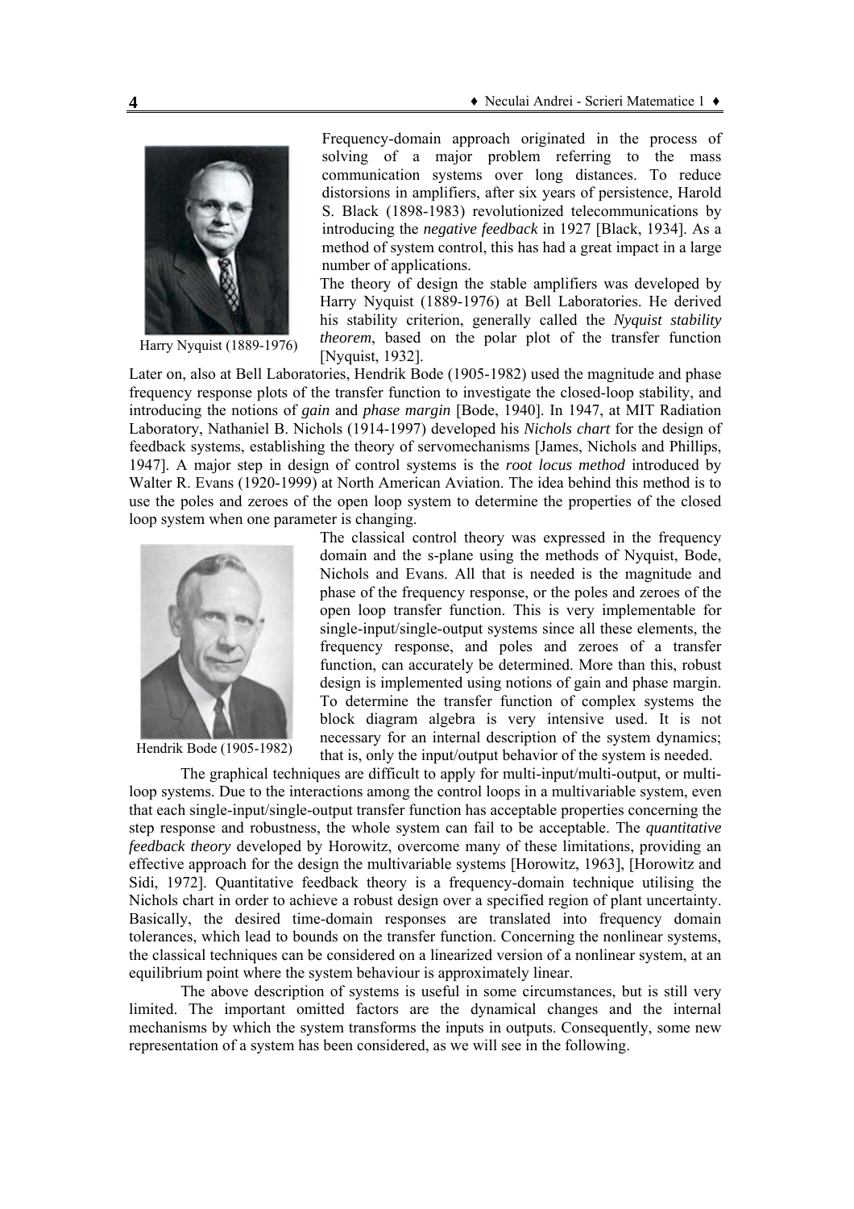Frequency-domain approach originated in the process of solving of a major problem referring to the mass communication systems over long distances. To reduce distorsions in amplifiers, after six years of persistence, Harold S. Black (1898-1983) revolutionized telecommunications by introducing the *negative feedback* in 1927 [Black, 1934]. As a method of system control, this has had a great impact in a large number of applications.

The theory of design the stable amplifiers was developed by Harry Nyquist (1889-1976) at Bell Laboratories. He derived his stability criterion, generally called the *Nyquist stability theorem*, based on the polar plot of the transfer function [Nyquist, 1932].

Harry Nyquist (1889-1976)

Later on, also at Bell Laboratories, Hendrik Bode (1905-1982) used the magnitude and phase frequency response plots of the transfer function to investigate the closed-loop stability, and introducing the notions of *gain* and *phase margin* [Bode, 1940]. In 1947, at MIT Radiation Laboratory, Nathaniel B. Nichols (1914-1997) developed his *Nichols chart* for the design of feedback systems, establishing the theory of servomechanisms [James, Nichols and Phillips, 1947]. A major step in design of control systems is the *root locus method* introduced by Walter R. Evans (1920-1999) at North American Aviation. The idea behind this method is to use the poles and zeroes of the open loop system to determine the properties of the closed loop system when one parameter is changing.

The classical control theory was expressed in the frequency domain and the s-plane using the methods of Nyquist, Bode, Nichols and Evans. All that is needed is the magnitude and phase of the frequency response, or the poles and zeroes of the open loop transfer function. This is very implementable for single-input/single-output systems since all these elements, the frequency response, and poles and zeroes of a transfer function, can accurately be determined. More than this, robust design is implemented using notions of gain and phase margin. To determine the transfer function of complex systems the block diagram algebra is very intensive used. It is not necessary for an internal description of the system dynamics; that is, only the input/output behavior of the system is needed.

Hendrik Bode (1905-1982)

The graphical techniques are difficult to apply for multi-input/multi-output, or multi-loop systems. Due to the interactions among the control loops in a multivariable system, even that each single-input/single-output transfer function has acceptable properties concerning the step response and robustness, the whole system can fail to be acceptable. The *quantitative feedback theory* developed by Horowitz, overcome many of these limitations, providing an effective approach for the design the multivariable systems [Horowitz, 1963], [Horowitz and Sidi, 1972]. Quantitative feedback theory is a frequency-domain technique utilising the Nichols chart in order to achieve a robust design over a specified region of plant uncertainty. Basically, the desired time-domain responses are translated into frequency domain tolerances, which lead to bounds on the transfer function. Concerning the nonlinear systems, the classical techniques can be considered on a linearized version of a nonlinear system, at an equilibrium point where the system behaviour is approximately linear.

The above description of systems is useful in some circumstances, but is still very limited. The important omitted factors are the dynamical changes and the internal mechanisms by which the system transforms the inputs in outputs. Consequently, some new representation of a system has been considered, as we will see in the following.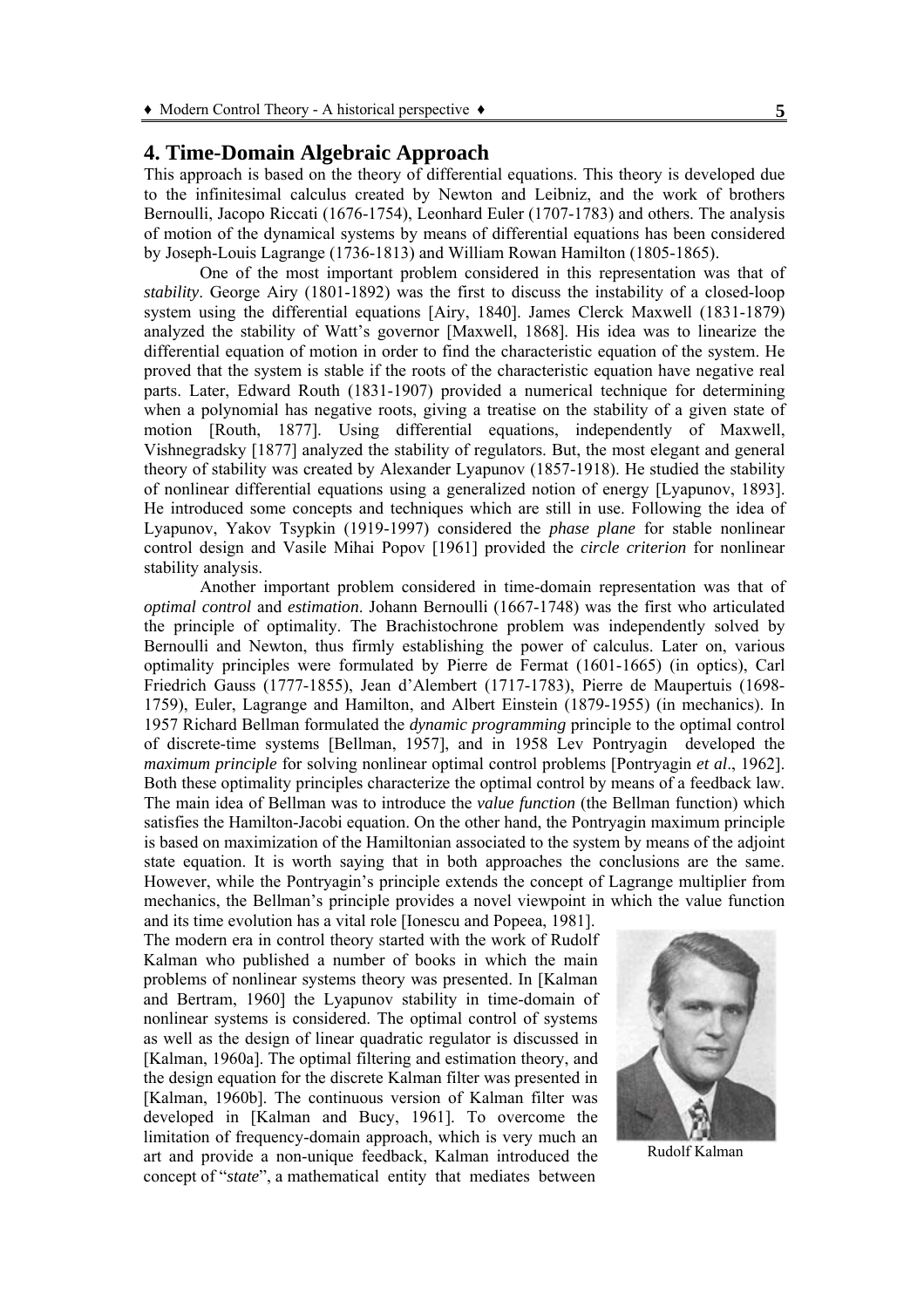## 4. Time-Domain Algebraic Approach

This approach is based on the theory of differential equations. This theory is developed due to the infinitesimal calculus created by Newton and Leibniz, and the work of brothers Bernoulli, Jacopo Riccati (1676-1754), Leonhard Euler (1707-1783) and others. The analysis of motion of the dynamical systems by means of differential equations has been considered by Joseph-Louis Lagrange (1736-1813) and William Rowan Hamilton (1805-1865).

One of the most important problem considered in this representation was that of *stability*. George Airy (1801-1892) was the first to discuss the instability of a closed-loop system using the differential equations [Airy, 1840]. James Clerck Maxwell (1831-1879) analyzed the stability of Watt's governor [Maxwell, 1868]. His idea was to linearize the differential equation of motion in order to find the characteristic equation of the system. He proved that the system is stable if the roots of the characteristic equation have negative real parts. Later, Edward Routh (1831-1907) provided a numerical technique for determining when a polynomial has negative roots, giving a treatise on the stability of a given state of motion [Routh, 1877]. Using differential equations, independently of Maxwell, Vishnegradsky [1877] analyzed the stability of regulators. But, the most elegant and general theory of stability was created by Alexander Lyapunov (1857-1918). He studied the stability of nonlinear differential equations using a generalized notion of energy [Lyapunov, 1893]. He introduced some concepts and techniques which are still in use. Following the idea of Lyapunov, Yakov Tsypkin (1919-1997) considered the *phase plane* for stable nonlinear control design and Vasile Mihai Popov [1961] provided the *circle criterion* for nonlinear stability analysis.

Another important problem considered in time-domain representation was that of *optimal control* and *estimation*. Johann Bernoulli (1667-1748) was the first who articulated the principle of optimality. The Brachistochrone problem was independently solved by Bernoulli and Newton, thus firmly establishing the power of calculus. Later on, various optimality principles were formulated by Pierre de Fermat (1601-1665) (in optics), Carl Friedrich Gauss (1777-1855), Jean d'Alembert (1717-1783), Pierre de Maupertuis (1698-1759), Euler, Lagrange and Hamilton, and Albert Einstein (1879-1955) (in mechanics). In 1957 Richard Bellman formulated the *dynamic programming* principle to the optimal control of discrete-time systems [Bellman, 1957], and in 1958 Lev Pontryagin developed the *maximum principle* for solving nonlinear optimal control problems [Pontryagin *et al*., 1962]. Both these optimality principles characterize the optimal control by means of a feedback law. The main idea of Bellman was to introduce the *value function* (the Bellman function) which satisfies the Hamilton-Jacobi equation. On the other hand, the Pontryagin maximum principle is based on maximization of the Hamiltonian associated to the system by means of the adjoint state equation. It is worth saying that in both approaches the conclusions are the same. However, while the Pontryagin's principle extends the concept of Lagrange multiplier from mechanics, the Bellman's principle provides a novel viewpoint in which the value function and its time evolution has a vital role [Ionescu and Popeea, 1981].

The modern era in control theory started with the work of Rudolf Kalman who published a number of books in which the main problems of nonlinear systems theory was presented. In [Kalman and Bertram, 1960] the Lyapunov stability in time-domain of nonlinear systems is considered. The optimal control of systems as well as the design of linear quadratic regulator is discussed in [Kalman, 1960a]. The optimal filtering and estimation theory, and the design equation for the discrete Kalman filter was presented in [Kalman, 1960b]. The continuous version of Kalman filter was developed in [Kalman and Bucy, 1961]. To overcome the limitation of frequency-domain approach, which is very much an art and provide a non-unique feedback, Kalman introduced the concept of "*state*", a mathematical entity that mediates between

Rudolf Kalman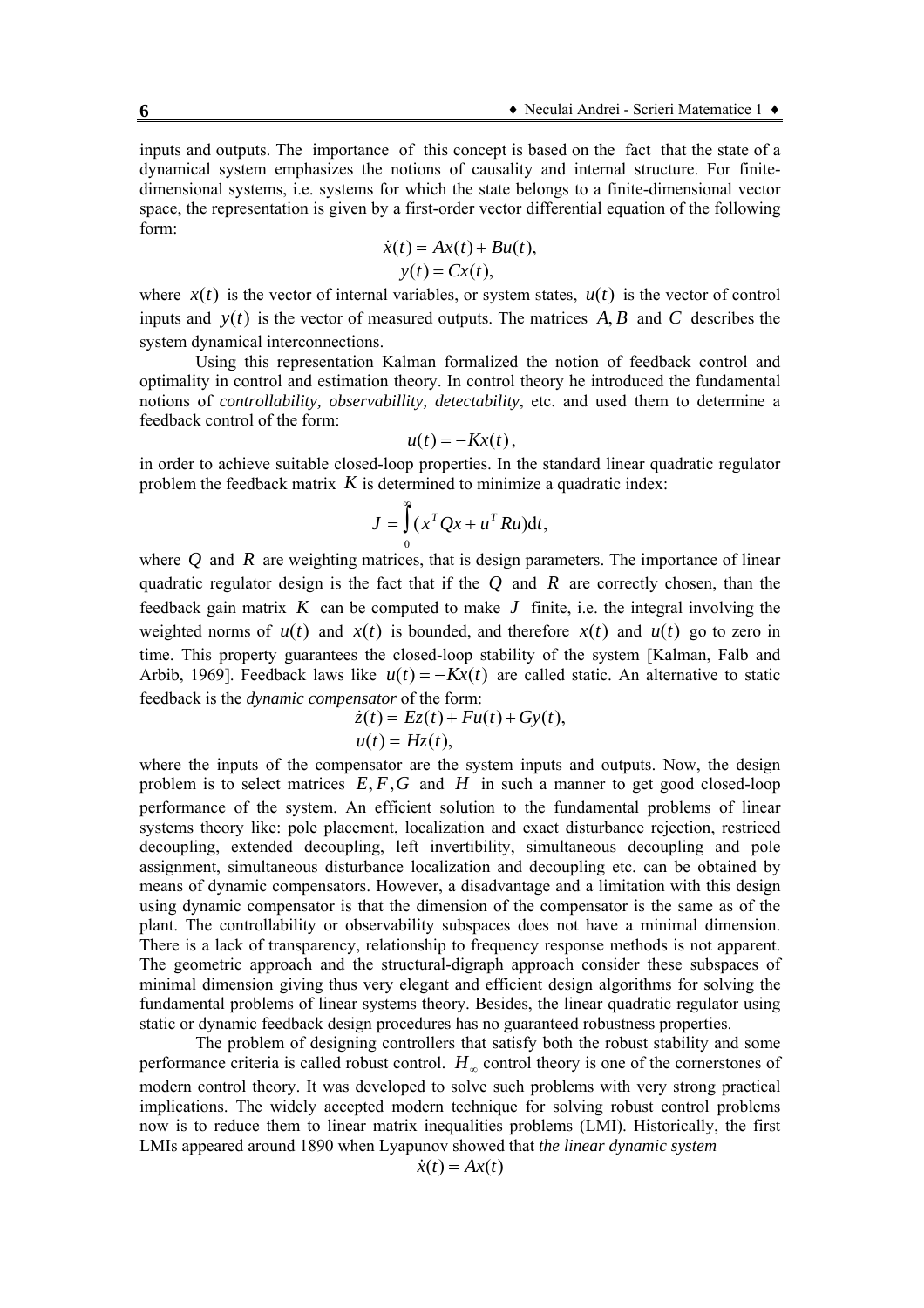inputs and outputs. The importance of this concept is based on the fact that the state of a dynamical system emphasizes the notions of causality and internal structure. For finite-dimensional systems, i.e. systems for which the state belongs to a finite-dimensional vector space, the representation is given by a first-order vector differential equation of the following form:

$$\dot{x}(t) = Ax(t) + Bu(t),$$
$$y(t) = Cx(t),$$

where $x(t)$ is the vector of internal variables, or system states, $u(t)$ is the vector of control inputs and $y(t)$ is the vector of measured outputs. The matrices $A, B$ and $C$ describes the system dynamical interconnections.

Using this representation Kalman formalized the notion of feedback control and optimality in control and estimation theory. In control theory he introduced the fundamental notions of *controllability, observabillity, detectability*, etc. and used them to determine a feedback control of the form:

$$u(t) = -Kx(t),$$

in order to achieve suitable closed-loop properties. In the standard linear quadratic regulator problem the feedback matrix $K$ is determined to minimize a quadratic index:

$$J = \int_0^{\infty} (x^T Qx + u^T Ru)\mathrm{d}t,$$

where $Q$ and $R$ are weighting matrices, that is design parameters. The importance of linear quadratic regulator design is the fact that if the $Q$ and $R$ are correctly chosen, than the feedback gain matrix $K$ can be computed to make $J$ finite, i.e. the integral involving the weighted norms of $u(t)$ and $x(t)$ is bounded, and therefore $x(t)$ and $u(t)$ go to zero in time. This property guarantees the closed-loop stability of the system [Kalman, Falb and Arbib, 1969]. Feedback laws like $u(t) = -Kx(t)$ are called static. An alternative to static feedback is the *dynamic compensator* of the form:

$$\dot{z}(t) = Ez(t) + Fu(t) + Gy(t),$$
$$u(t) = Hz(t),$$

where the inputs of the compensator are the system inputs and outputs. Now, the design problem is to select matrices $E, F, G$ and $H$ in such a manner to get good closed-loop performance of the system. An efficient solution to the fundamental problems of linear systems theory like: pole placement, localization and exact disturbance rejection, restriced decoupling, extended decoupling, left invertibility, simultaneous decoupling and pole assignment, simultaneous disturbance localization and decoupling etc. can be obtained by means of dynamic compensators. However, a disadvantage and a limitation with this design using dynamic compensator is that the dimension of the compensator is the same as of the plant. The controllability or observability subspaces does not have a minimal dimension. There is a lack of transparency, relationship to frequency response methods is not apparent. The geometric approach and the structural-digraph approach consider these subspaces of minimal dimension giving thus very elegant and efficient design algorithms for solving the fundamental problems of linear systems theory. Besides, the linear quadratic regulator using static or dynamic feedback design procedures has no guaranteed robustness properties.

The problem of designing controllers that satisfy both the robust stability and some performance criteria is called robust control. $H_\infty$ control theory is one of the cornerstones of modern control theory. It was developed to solve such problems with very strong practical implications. The widely accepted modern technique for solving robust control problems now is to reduce them to linear matrix inequalities problems (LMI). Historically, the first LMIs appeared around 1890 when Lyapunov showed that *the linear dynamic system*

$$\dot{x}(t) = Ax(t)$$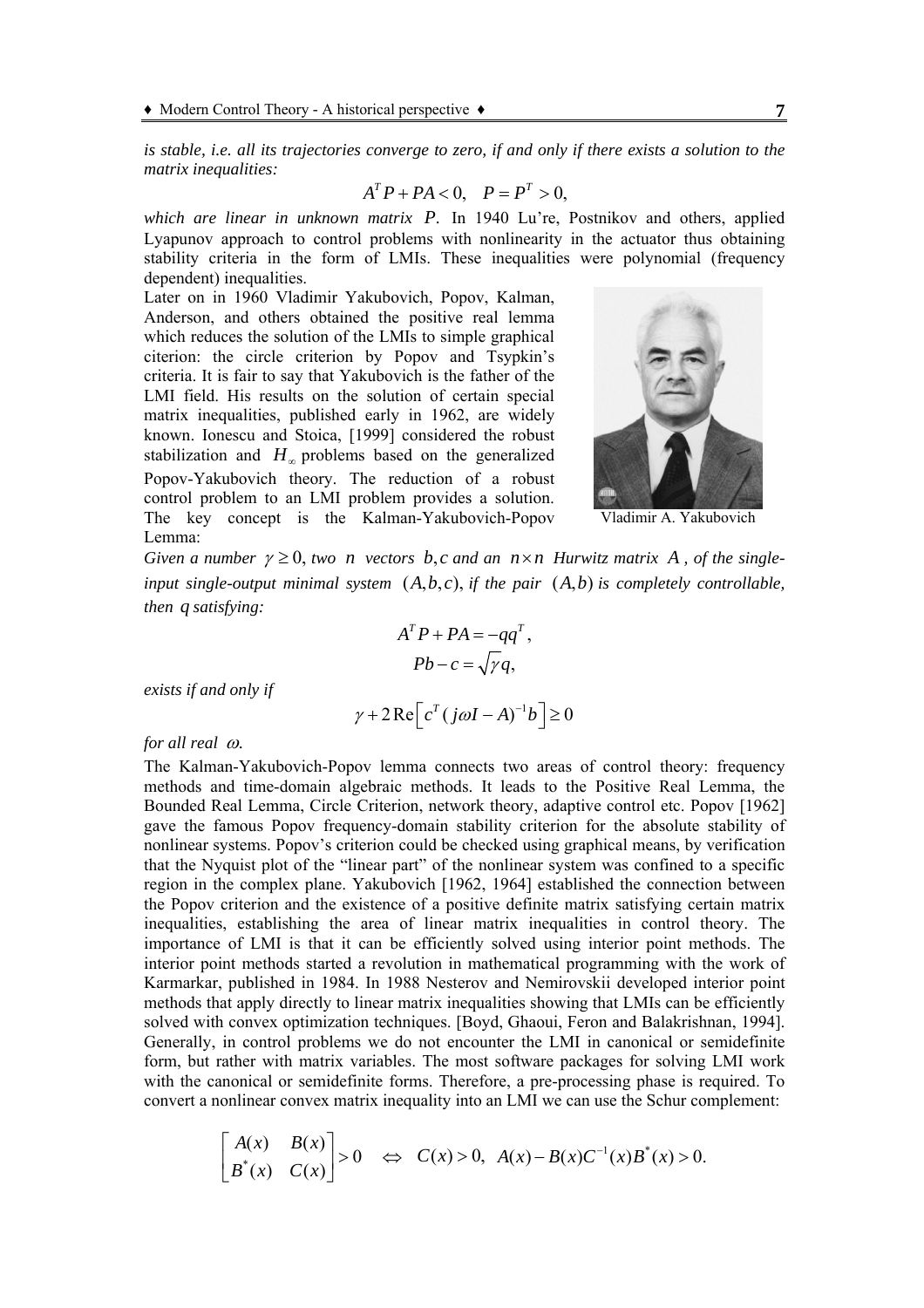*is stable, i.e. all its trajectories converge to zero, if and only if there exists a solution to the matrix inequalities:*

$$A^T P + PA < 0, \quad P = P^T > 0,$$

*which are linear in unknown matrix* $P$. In 1940 Lu're, Postnikov and others, applied Lyapunov approach to control problems with nonlinearity in the actuator thus obtaining stability criteria in the form of LMIs. These inequalities were polynomial (frequency dependent) inequalities.

Later on in 1960 Vladimir Yakubovich, Popov, Kalman, Anderson, and others obtained the positive real lemma which reduces the solution of the LMIs to simple graphical citerion: the circle criterion by Popov and Tsypkin's criteria. It is fair to say that Yakubovich is the father of the LMI field. His results on the solution of certain special matrix inequalities, published early in 1962, are widely known. Ionescu and Stoica, [1999] considered the robust stabilization and $H_\infty$ problems based on the generalized Popov-Yakubovich theory. The reduction of a robust control problem to an LMI problem provides a solution. The key concept is the Kalman-Yakubovich-Popov Lemma:

Vladimir A. Yakubovich

*Given a number* $\gamma \geq 0$, *two* $n$ *vectors* $b, c$ *and an* $n \times n$ *Hurwitz matrix* $A$ *, of the single-input single-output minimal system* $(A, b, c)$, *if the pair* $(A, b)$ *is completely controllable, then* $q$ *satisfying:*

$$A^T P + PA = -qq^T,$$
$$Pb - c = \sqrt{\gamma} q,$$

*exists if and only if*

$$\gamma + 2\operatorname{Re}\left[c^T (j\omega I - A)^{-1} b\right] \geq 0$$

*for all real* $\omega$.

The Kalman-Yakubovich-Popov lemma connects two areas of control theory: frequency methods and time-domain algebraic methods. It leads to the Positive Real Lemma, the Bounded Real Lemma, Circle Criterion, network theory, adaptive control etc. Popov [1962] gave the famous Popov frequency-domain stability criterion for the absolute stability of nonlinear systems. Popov's criterion could be checked using graphical means, by verification that the Nyquist plot of the "linear part" of the nonlinear system was confined to a specific region in the complex plane. Yakubovich [1962, 1964] established the connection between the Popov criterion and the existence of a positive definite matrix satisfying certain matrix inequalities, establishing the area of linear matrix inequalities in control theory. The importance of LMI is that it can be efficiently solved using interior point methods. The interior point methods started a revolution in mathematical programming with the work of Karmarkar, published in 1984. In 1988 Nesterov and Nemirovskii developed interior point methods that apply directly to linear matrix inequalities showing that LMIs can be efficiently solved with convex optimization techniques. [Boyd, Ghaoui, Feron and Balakrishnan, 1994]. Generally, in control problems we do not encounter the LMI in canonical or semidefinite form, but rather with matrix variables. The most software packages for solving LMI work with the canonical or semidefinite forms. Therefore, a pre-processing phase is required. To convert a nonlinear convex matrix inequality into an LMI we can use the Schur complement:

$$\begin{bmatrix} A(x) & B(x) \\ B^*(x) & C(x) \end{bmatrix} > 0 \quad \Leftrightarrow \quad C(x) > 0, \; A(x) - B(x)C^{-1}(x)B^*(x) > 0.$$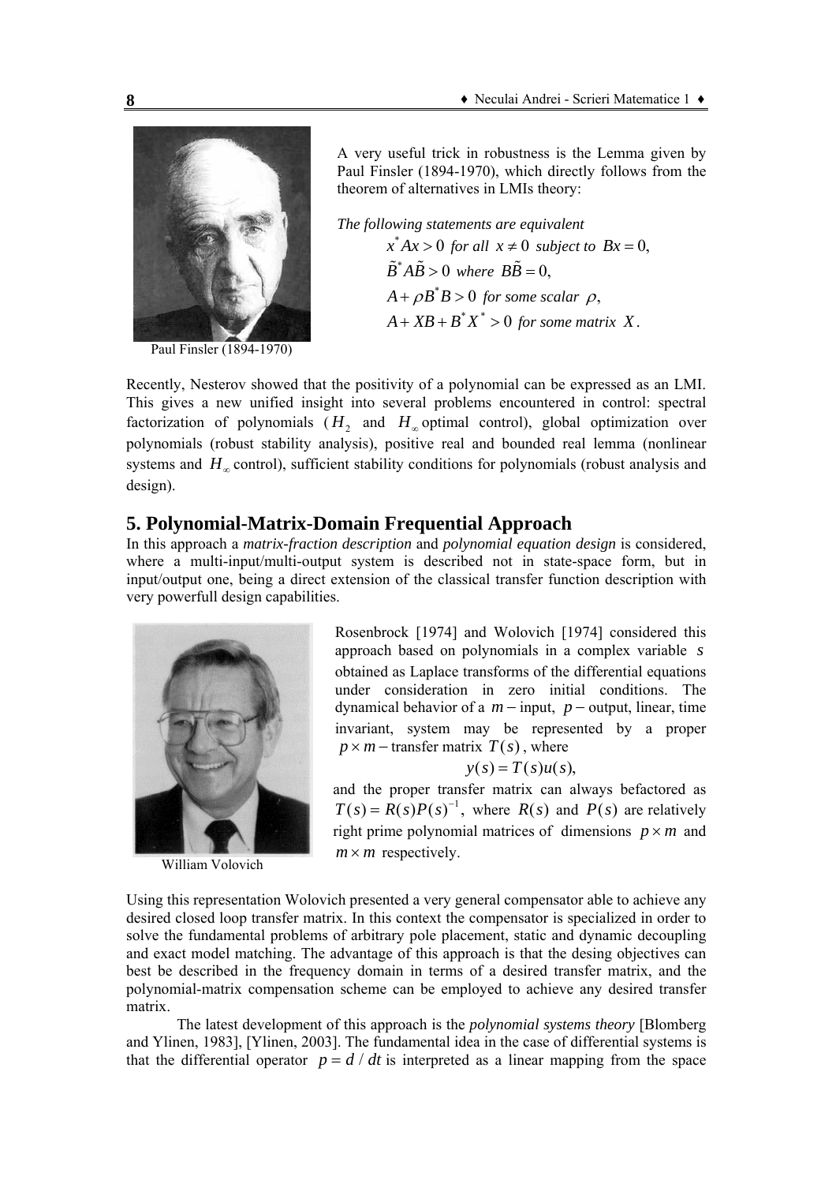Paul Finsler (1894-1970)

A very useful trick in robustness is the Lemma given by Paul Finsler (1894-1970), which directly follows from the theorem of alternatives in LMIs theory:

*The following statements are equivalent*

$$x^* A x > 0 \text{ for all } x \neq 0 \text{ subject to } Bx = 0,$$

$$\tilde{B}^* A \tilde{B} > 0 \text{ where } B\tilde{B} = 0,$$

$$A + \rho B^* B > 0 \text{ for some scalar } \rho,$$

$$A + XB + B^* X^* > 0 \text{ for some matrix } X.$$

Recently, Nesterov showed that the positivity of a polynomial can be expressed as an LMI. This gives a new unified insight into several problems encountered in control: spectral factorization of polynomials ($H_2$ and $H_\infty$ optimal control), global optimization over polynomials (robust stability analysis), positive real and bounded real lemma (nonlinear systems and $H_\infty$ control), sufficient stability conditions for polynomials (robust analysis and design).

## 5. Polynomial-Matrix-Domain Frequential Approach

In this approach a *matrix-fraction description* and *polynomial equation design* is considered, where a multi-input/multi-output system is described not in state-space form, but in input/output one, being a direct extension of the classical transfer function description with very powerfull design capabilities.

William Volovich

Rosenbrock [1974] and Wolovich [1974] considered this approach based on polynomials in a complex variable $s$ obtained as Laplace transforms of the differential equations under consideration in zero initial conditions. The dynamical behavior of a $m-$input, $p-$output, linear, time invariant, system may be represented by a proper $p \times m-$transfer matrix $T(s)$, where

$$y(s) = T(s)u(s),$$

and the proper transfer matrix can always befactored as $T(s) = R(s)P(s)^{-1}$, where $R(s)$ and $P(s)$ are relatively right prime polynomial matrices of dimensions $p \times m$ and $m \times m$ respectively.

Using this representation Wolovich presented a very general compensator able to achieve any desired closed loop transfer matrix. In this context the compensator is specialized in order to solve the fundamental problems of arbitrary pole placement, static and dynamic decoupling and exact model matching. The advantage of this approach is that the desing objectives can best be described in the frequency domain in terms of a desired transfer matrix, and the polynomial-matrix compensation scheme can be employed to achieve any desired transfer matrix.

The latest development of this approach is the *polynomial systems theory* [Blomberg and Ylinen, 1983], [Ylinen, 2003]. The fundamental idea in the case of differential systems is that the differential operator $p = d/dt$ is interpreted as a linear mapping from the space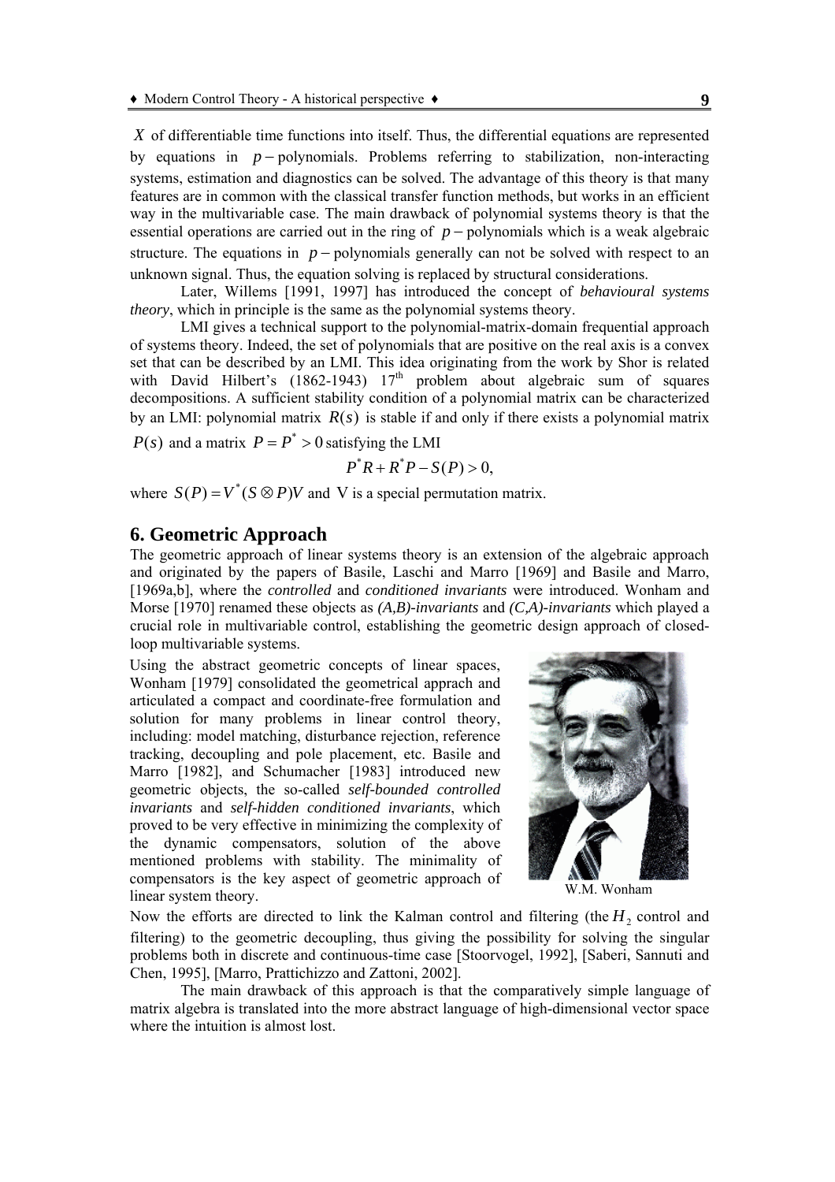$X$ of differentiable time functions into itself. Thus, the differential equations are represented by equations in $p-$polynomials. Problems referring to stabilization, non-interacting systems, estimation and diagnostics can be solved. The advantage of this theory is that many features are in common with the classical transfer function methods, but works in an efficient way in the multivariable case. The main drawback of polynomial systems theory is that the essential operations are carried out in the ring of $p-$polynomials which is a weak algebraic structure. The equations in $p-$polynomials generally can not be solved with respect to an unknown signal. Thus, the equation solving is replaced by structural considerations.

Later, Willems [1991, 1997] has introduced the concept of *behavioural systems theory*, which in principle is the same as the polynomial systems theory.

LMI gives a technical support to the polynomial-matrix-domain frequential approach of systems theory. Indeed, the set of polynomials that are positive on the real axis is a convex set that can be described by an LMI. This idea originating from the work by Shor is related with David Hilbert's (1862-1943) 17th problem about algebraic sum of squares decompositions. A sufficient stability condition of a polynomial matrix can be characterized by an LMI: polynomial matrix $R(s)$ is stable if and only if there exists a polynomial matrix $P(s)$ and a matrix $P = P^* > 0$ satisfying the LMI

$$P^* R + R^* P - S(P) > 0,$$

where $S(P) = V^*(S \otimes P)V$ and V is a special permutation matrix.

## 6. Geometric Approach

The geometric approach of linear systems theory is an extension of the algebraic approach and originated by the papers of Basile, Laschi and Marro [1969] and Basile and Marro, [1969a,b], where the *controlled* and *conditioned invariants* were introduced. Wonham and Morse [1970] renamed these objects as *(A,B)-invariants* and *(C,A)-invariants* which played a crucial role in multivariable control, establishing the geometric design approach of closed-loop multivariable systems.

Using the abstract geometric concepts of linear spaces, Wonham [1979] consolidated the geometrical apprach and articulated a compact and coordinate-free formulation and solution for many problems in linear control theory, including: model matching, disturbance rejection, reference tracking, decoupling and pole placement, etc. Basile and Marro [1982], and Schumacher [1983] introduced new geometric objects, the so-called *self-bounded controlled invariants* and *self-hidden conditioned invariants*, which proved to be very effective in minimizing the complexity of the dynamic compensators, solution of the above mentioned problems with stability. The minimality of compensators is the key aspect of geometric approach of linear system theory.

W.M. Wonham

Now the efforts are directed to link the Kalman control and filtering (the $H_2$ control and filtering) to the geometric decoupling, thus giving the possibility for solving the singular problems both in discrete and continuous-time case [Stoorvogel, 1992], [Saberi, Sannuti and Chen, 1995], [Marro, Prattichizzo and Zattoni, 2002].

The main drawback of this approach is that the comparatively simple language of matrix algebra is translated into the more abstract language of high-dimensional vector space where the intuition is almost lost.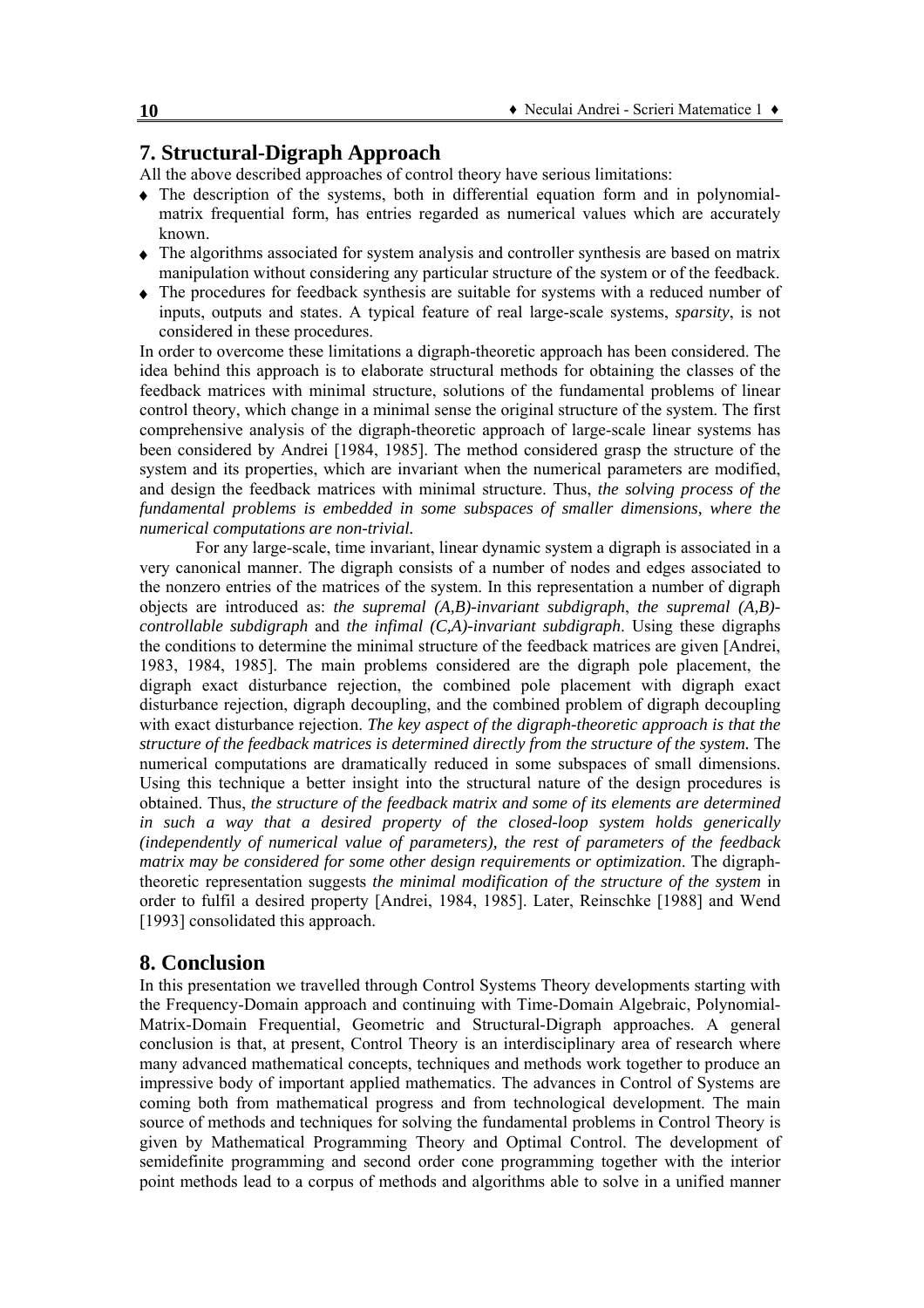## 7. Structural-Digraph Approach

All the above described approaches of control theory have serious limitations:

- The description of the systems, both in differential equation form and in polynomial-matrix frequential form, has entries regarded as numerical values which are accurately known.
- The algorithms associated for system analysis and controller synthesis are based on matrix manipulation without considering any particular structure of the system or of the feedback.
- The procedures for feedback synthesis are suitable for systems with a reduced number of inputs, outputs and states. A typical feature of real large-scale systems, *sparsity*, is not considered in these procedures.

In order to overcome these limitations a digraph-theoretic approach has been considered. The idea behind this approach is to elaborate structural methods for obtaining the classes of the feedback matrices with minimal structure, solutions of the fundamental problems of linear control theory, which change in a minimal sense the original structure of the system. The first comprehensive analysis of the digraph-theoretic approach of large-scale linear systems has been considered by Andrei [1984, 1985]. The method considered grasp the structure of the system and its properties, which are invariant when the numerical parameters are modified, and design the feedback matrices with minimal structure. Thus, *the solving process of the fundamental problems is embedded in some subspaces of smaller dimensions, where the numerical computations are non-trivial.*

For any large-scale, time invariant, linear dynamic system a digraph is associated in a very canonical manner. The digraph consists of a number of nodes and edges associated to the nonzero entries of the matrices of the system. In this representation a number of digraph objects are introduced as: *the supremal (A,B)-invariant subdigraph*, *the supremal (A,B)-controllable subdigraph* and *the infimal (C,A)-invariant subdigraph*. Using these digraphs the conditions to determine the minimal structure of the feedback matrices are given [Andrei, 1983, 1984, 1985]. The main problems considered are the digraph pole placement, the digraph exact disturbance rejection, the combined pole placement with digraph exact disturbance rejection, digraph decoupling, and the combined problem of digraph decoupling with exact disturbance rejection. *The key aspect of the digraph-theoretic approach is that the structure of the feedback matrices is determined directly from the structure of the system.* The numerical computations are dramatically reduced in some subspaces of small dimensions. Using this technique a better insight into the structural nature of the design procedures is obtained. Thus, *the structure of the feedback matrix and some of its elements are determined in such a way that a desired property of the closed-loop system holds generically (independently of numerical value of parameters), the rest of parameters of the feedback matrix may be considered for some other design requirements or optimization*. The digraph-theoretic representation suggests *the minimal modification of the structure of the system* in order to fulfil a desired property [Andrei, 1984, 1985]. Later, Reinschke [1988] and Wend [1993] consolidated this approach.

## 8. Conclusion

In this presentation we travelled through Control Systems Theory developments starting with the Frequency-Domain approach and continuing with Time-Domain Algebraic, Polynomial-Matrix-Domain Frequential, Geometric and Structural-Digraph approaches. A general conclusion is that, at present, Control Theory is an interdisciplinary area of research where many advanced mathematical concepts, techniques and methods work together to produce an impressive body of important applied mathematics. The advances in Control of Systems are coming both from mathematical progress and from technological development. The main source of methods and techniques for solving the fundamental problems in Control Theory is given by Mathematical Programming Theory and Optimal Control. The development of semidefinite programming and second order cone programming together with the interior point methods lead to a corpus of methods and algorithms able to solve in a unified manner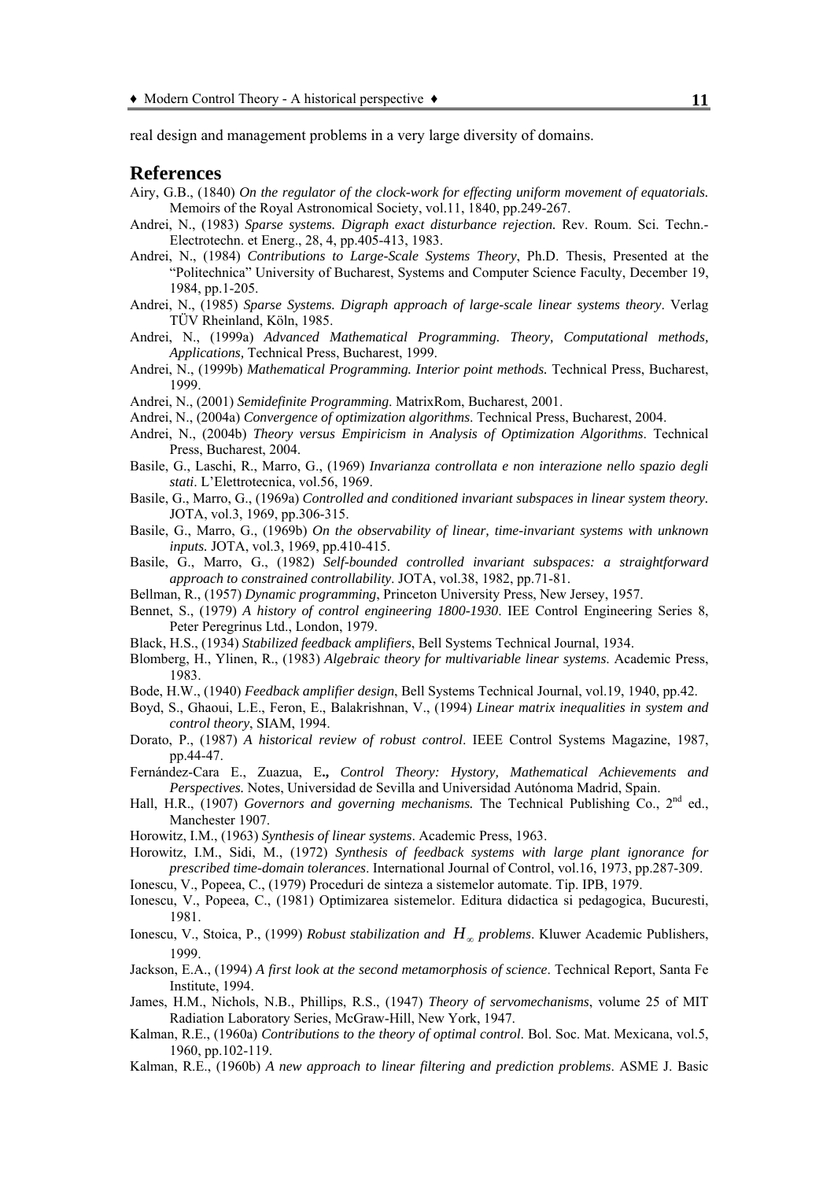real design and management problems in a very large diversity of domains.

## References

Airy, G.B., (1840) *On the regulator of the clock-work for effecting uniform movement of equatorials.* Memoirs of the Royal Astronomical Society, vol.11, 1840, pp.249-267.

Andrei, N., (1983) *Sparse systems. Digraph exact disturbance rejection.* Rev. Roum. Sci. Techn.-Electrotechn. et Energ., 28, 4, pp.405-413, 1983.

Andrei, N., (1984) *Contributions to Large-Scale Systems Theory*, Ph.D. Thesis, Presented at the "Politechnica" University of Bucharest, Systems and Computer Science Faculty, December 19, 1984, pp.1-205.

Andrei, N., (1985) *Sparse Systems. Digraph approach of large-scale linear systems theory*. Verlag TÜV Rheinland, Köln, 1985.

Andrei, N., (1999a) *Advanced Mathematical Programming. Theory, Computational methods, Applications,* Technical Press, Bucharest, 1999.

Andrei, N., (1999b) *Mathematical Programming. Interior point methods.* Technical Press, Bucharest, 1999.

Andrei, N., (2001) *Semidefinite Programming*. MatrixRom, Bucharest, 2001.

Andrei, N., (2004a) *Convergence of optimization algorithms*. Technical Press, Bucharest, 2004.

Andrei, N., (2004b) *Theory versus Empiricism in Analysis of Optimization Algorithms*. Technical Press, Bucharest, 2004.

Basile, G., Laschi, R., Marro, G., (1969) *Invarianza controllata e non interazione nello spazio degli stati*. L'Elettrotecnica, vol.56, 1969.

Basile, G., Marro, G., (1969a) *Controlled and conditioned invariant subspaces in linear system theory.* JOTA, vol.3, 1969, pp.306-315.

Basile, G., Marro, G., (1969b) *On the observability of linear, time-invariant systems with unknown inputs.* JOTA, vol.3, 1969, pp.410-415.

Basile, G., Marro, G., (1982) *Self-bounded controlled invariant subspaces: a straightforward approach to constrained controllability*. JOTA, vol.38, 1982, pp.71-81.

Bellman, R., (1957) *Dynamic programming*, Princeton University Press, New Jersey, 1957.

Bennet, S., (1979) *A history of control engineering 1800-1930*. IEE Control Engineering Series 8, Peter Peregrinus Ltd., London, 1979.

Black, H.S., (1934) *Stabilized feedback amplifiers*, Bell Systems Technical Journal, 1934.

Blomberg, H., Ylinen, R., (1983) *Algebraic theory for multivariable linear systems*. Academic Press, 1983.

Bode, H.W., (1940) *Feedback amplifier design*, Bell Systems Technical Journal, vol.19, 1940, pp.42.

Boyd, S., Ghaoui, L.E., Feron, E., Balakrishnan, V., (1994) *Linear matrix inequalities in system and control theory*, SIAM, 1994.

Dorato, P., (1987) *A historical review of robust control*. IEEE Control Systems Magazine, 1987, pp.44-47.

Fernández-Cara E., Zuazua, E., *Control Theory: Hystory, Mathematical Achievements and Perspectives.* Notes, Universidad de Sevilla and Universidad Autónoma Madrid, Spain.

Hall, H.R., (1907) *Governors and governing mechanisms.* The Technical Publishing Co., 2nd ed., Manchester 1907.

Horowitz, I.M., (1963) *Synthesis of linear systems*. Academic Press, 1963.

Horowitz, I.M., Sidi, M., (1972) *Synthesis of feedback systems with large plant ignorance for prescribed time-domain tolerances*. International Journal of Control, vol.16, 1973, pp.287-309.

Ionescu, V., Popeea, C., (1979) Proceduri de sinteza a sistemelor automate. Tip. IPB, 1979.

Ionescu, V., Popeea, C., (1981) Optimizarea sistemelor. Editura didactica si pedagogica, Bucuresti, 1981.

Ionescu, V., Stoica, P., (1999) *Robust stabilization and $H_\infty$ problems*. Kluwer Academic Publishers, 1999.

Jackson, E.A., (1994) *A first look at the second metamorphosis of science*. Technical Report, Santa Fe Institute, 1994.

James, H.M., Nichols, N.B., Phillips, R.S., (1947) *Theory of servomechanisms*, volume 25 of MIT Radiation Laboratory Series, McGraw-Hill, New York, 1947.

Kalman, R.E., (1960a) *Contributions to the theory of optimal control*. Bol. Soc. Mat. Mexicana, vol.5, 1960, pp.102-119.

Kalman, R.E., (1960b) *A new approach to linear filtering and prediction problems*. ASME J. Basic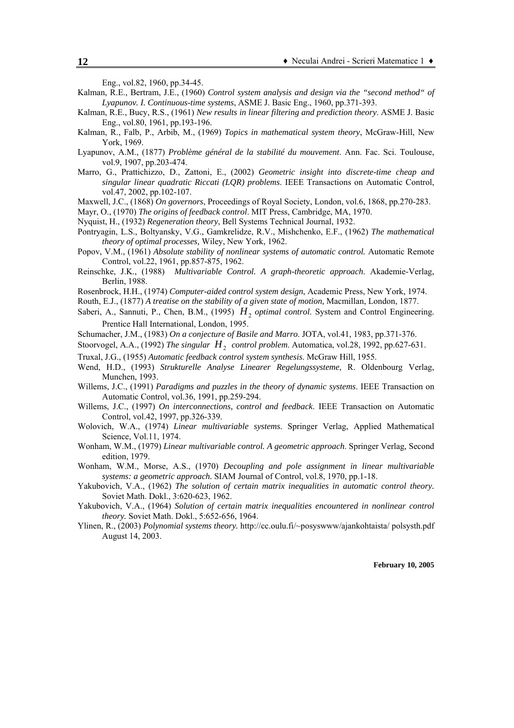Eng., vol.82, 1960, pp.34-45.

Kalman, R.E., Bertram, J.E., (1960) *Control system analysis and design via the "second method" of Lyapunov. I. Continuous-time systems*, ASME J. Basic Eng., 1960, pp.371-393.

Kalman, R.E., Bucy, R.S., (1961) *New results in linear filtering and prediction theory*. ASME J. Basic Eng., vol.80, 1961, pp.193-196.

Kalman, R., Falb, P., Arbib, M., (1969) *Topics in mathematical system theory*, McGraw-Hill, New York, 1969.

Lyapunov, A.M., (1877) *Problème général de la stabilité du mouvement*. Ann. Fac. Sci. Toulouse, vol.9, 1907, pp.203-474.

Marro, G., Prattichizzo, D., Zattoni, E., (2002) *Geometric insight into discrete-time cheap and singular linear quadratic Riccati (LQR) problems*. IEEE Transactions on Automatic Control, vol.47, 2002, pp.102-107.

Maxwell, J.C., (1868) *On governors*, Proceedings of Royal Society, London, vol.6, 1868, pp.270-283.

Mayr, O., (1970) *The origins of feedback control*. MIT Press, Cambridge, MA, 1970.

Nyquist, H., (1932) *Regeneration theory*, Bell Systems Technical Journal, 1932.

Pontryagin, L.S., Boltyansky, V.G., Gamkrelidze, R.V., Mishchenko, E.F., (1962) *The mathematical theory of optimal processes,* Wiley, New York, 1962.

Popov, V.M., (1961) *Absolute stability of nonlinear systems of automatic control.* Automatic Remote Control, vol.22, 1961, pp.857-875, 1962.

Reinschke, J.K., (1988) *Multivariable Control. A graph-theoretic approach*. Akademie-Verlag, Berlin, 1988.

Rosenbrock, H.H., (1974) *Computer-aided control system design*, Academic Press, New York, 1974.

Routh, E.J., (1877) *A treatise on the stability of a given state of motion,* Macmillan, London, 1877.

Saberi, A., Sannuti, P., Chen, B.M., (1995) $H_2$ *optimal control*. System and Control Engineering. Prentice Hall International, London, 1995.

Schumacher, J.M., (1983) *On a conjecture of Basile and Marro*. JOTA, vol.41, 1983, pp.371-376.

Stoorvogel, A.A., (1992) *The singular* $H_2$ *control problem*. Automatica, vol.28, 1992, pp.627-631.

Truxal, J.G., (1955) *Automatic feedback control system synthesis*. McGraw Hill, 1955.

Wend, H.D., (1993) *Strukturelle Analyse Linearer Regelungssysteme*, R. Oldenbourg Verlag, Munchen, 1993.

Willems, J.C., (1991) *Paradigms and puzzles in the theory of dynamic systems*. IEEE Transaction on Automatic Control, vol.36, 1991, pp.259-294.

Willems, J.C., (1997) *On interconnections, control and feedback*. IEEE Transaction on Automatic Control, vol.42, 1997, pp.326-339.

Wolovich, W.A., (1974) *Linear multivariable systems*. Springer Verlag, Applied Mathematical Science, Vol.11, 1974.

Wonham, W.M., (1979) *Linear multivariable control. A geometric approach*. Springer Verlag, Second edition, 1979.

Wonham, W.M., Morse, A.S., (1970) *Decoupling and pole assignment in linear multivariable systems: a geometric approach.* SIAM Journal of Control, vol.8, 1970, pp.1-18.

Yakubovich, V.A., (1962) *The solution of certain matrix inequalities in automatic control theory.* Soviet Math. Dokl., 3:620-623, 1962.

Yakubovich, V.A., (1964) *Solution of certain matrix inequalities encountered in nonlinear control theory.* Soviet Math. Dokl., 5:652-656, 1964.

Ylinen, R., (2003) *Polynomial systems theory.* http://cc.oulu.fi/~posyswww/ajankohtaista/ polsysth.pdf August 14, 2003.

**February 10, 2005**